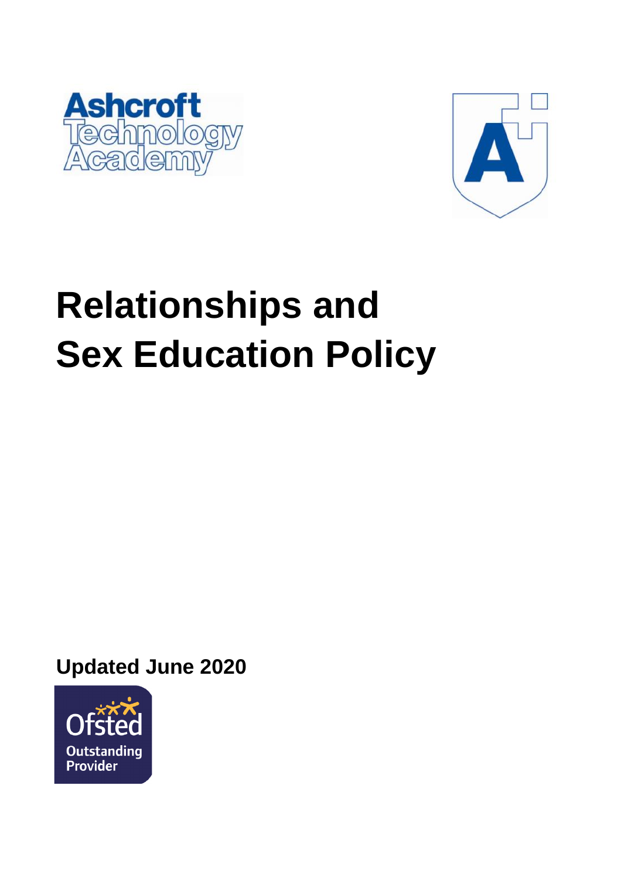Ashcroft Technology Academy

# Relationships and Sex Education Policy

**Updated June 2020**

Ofsted Outstanding Provider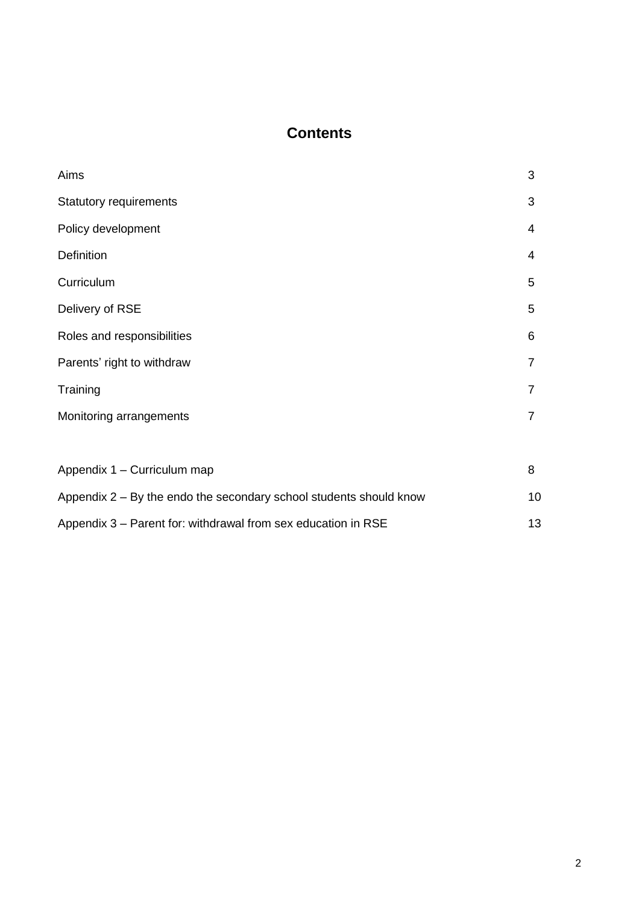# Contents

| | |
|---|---|
| Aims | 3 |
| Statutory requirements | 3 |
| Policy development | 4 |
| Definition | 4 |
| Curriculum | 5 |
| Delivery of RSE | 5 |
| Roles and responsibilities | 6 |
| Parents' right to withdraw | 7 |
| Training | 7 |
| Monitoring arrangements | 7 |
| | |
| Appendix 1 – Curriculum map | 8 |
| Appendix 2 – By the endo the secondary school students should know | 10 |
| Appendix 3 – Parent for: withdrawal from sex education in RSE | 13 |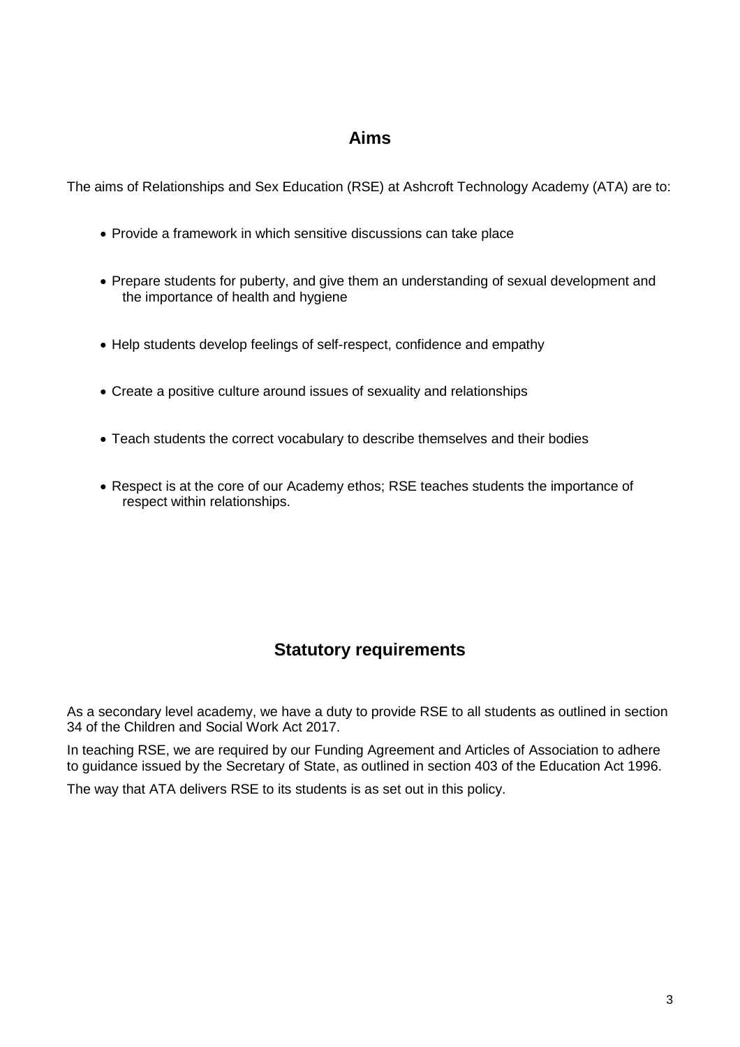## Aims

The aims of Relationships and Sex Education (RSE) at Ashcroft Technology Academy (ATA) are to:

- Provide a framework in which sensitive discussions can take place
- Prepare students for puberty, and give them an understanding of sexual development and the importance of health and hygiene
- Help students develop feelings of self-respect, confidence and empathy
- Create a positive culture around issues of sexuality and relationships
- Teach students the correct vocabulary to describe themselves and their bodies
- Respect is at the core of our Academy ethos; RSE teaches students the importance of respect within relationships.

## Statutory requirements

As a secondary level academy, we have a duty to provide RSE to all students as outlined in section 34 of the Children and Social Work Act 2017.

In teaching RSE, we are required by our Funding Agreement and Articles of Association to adhere to guidance issued by the Secretary of State, as outlined in section 403 of the Education Act 1996.

The way that ATA delivers RSE to its students is as set out in this policy.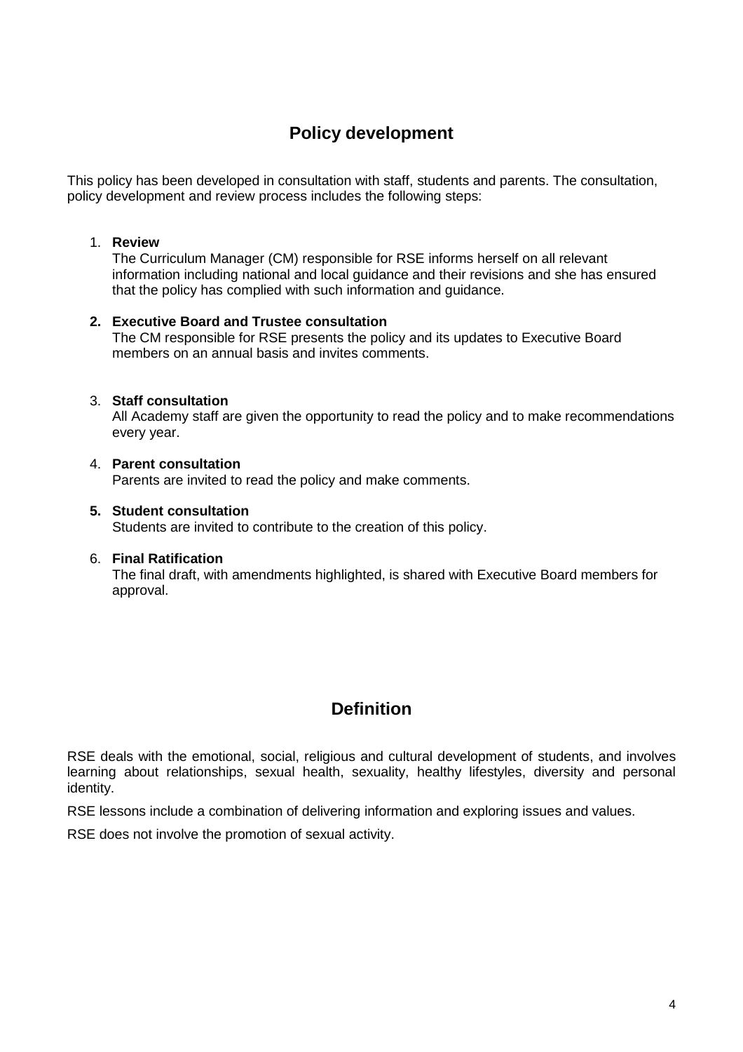## Policy development

This policy has been developed in consultation with staff, students and parents. The consultation, policy development and review process includes the following steps:

1. **Review**
   The Curriculum Manager (CM) responsible for RSE informs herself on all relevant information including national and local guidance and their revisions and she has ensured that the policy has complied with such information and guidance.

2. **Executive Board and Trustee consultation**
   The CM responsible for RSE presents the policy and its updates to Executive Board members on an annual basis and invites comments.

3. **Staff consultation**
   All Academy staff are given the opportunity to read the policy and to make recommendations every year.

4. **Parent consultation**
   Parents are invited to read the policy and make comments.

5. **Student consultation**
   Students are invited to contribute to the creation of this policy.

6. **Final Ratification**
   The final draft, with amendments highlighted, is shared with Executive Board members for approval.

## Definition

RSE deals with the emotional, social, religious and cultural development of students, and involves learning about relationships, sexual health, sexuality, healthy lifestyles, diversity and personal identity.

RSE lessons include a combination of delivering information and exploring issues and values.

RSE does not involve the promotion of sexual activity.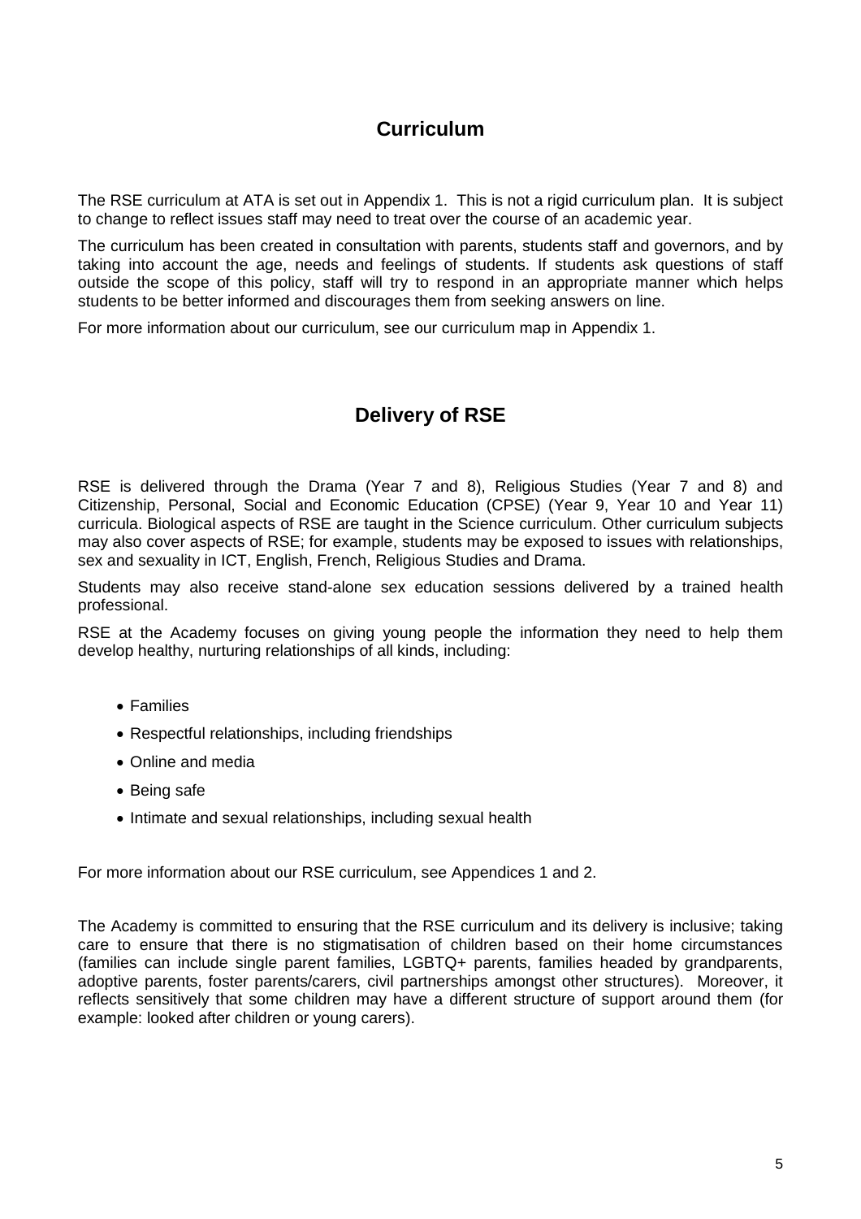## Curriculum

The RSE curriculum at ATA is set out in Appendix 1. This is not a rigid curriculum plan. It is subject to change to reflect issues staff may need to treat over the course of an academic year.

The curriculum has been created in consultation with parents, students staff and governors, and by taking into account the age, needs and feelings of students. If students ask questions of staff outside the scope of this policy, staff will try to respond in an appropriate manner which helps students to be better informed and discourages them from seeking answers on line.

For more information about our curriculum, see our curriculum map in Appendix 1.

## Delivery of RSE

RSE is delivered through the Drama (Year 7 and 8), Religious Studies (Year 7 and 8) and Citizenship, Personal, Social and Economic Education (CPSE) (Year 9, Year 10 and Year 11) curricula. Biological aspects of RSE are taught in the Science curriculum. Other curriculum subjects may also cover aspects of RSE; for example, students may be exposed to issues with relationships, sex and sexuality in ICT, English, French, Religious Studies and Drama.

Students may also receive stand-alone sex education sessions delivered by a trained health professional.

RSE at the Academy focuses on giving young people the information they need to help them develop healthy, nurturing relationships of all kinds, including:

- Families
- Respectful relationships, including friendships
- Online and media
- Being safe
- Intimate and sexual relationships, including sexual health

For more information about our RSE curriculum, see Appendices 1 and 2.

The Academy is committed to ensuring that the RSE curriculum and its delivery is inclusive; taking care to ensure that there is no stigmatisation of children based on their home circumstances (families can include single parent families, LGBTQ+ parents, families headed by grandparents, adoptive parents, foster parents/carers, civil partnerships amongst other structures). Moreover, it reflects sensitively that some children may have a different structure of support around them (for example: looked after children or young carers).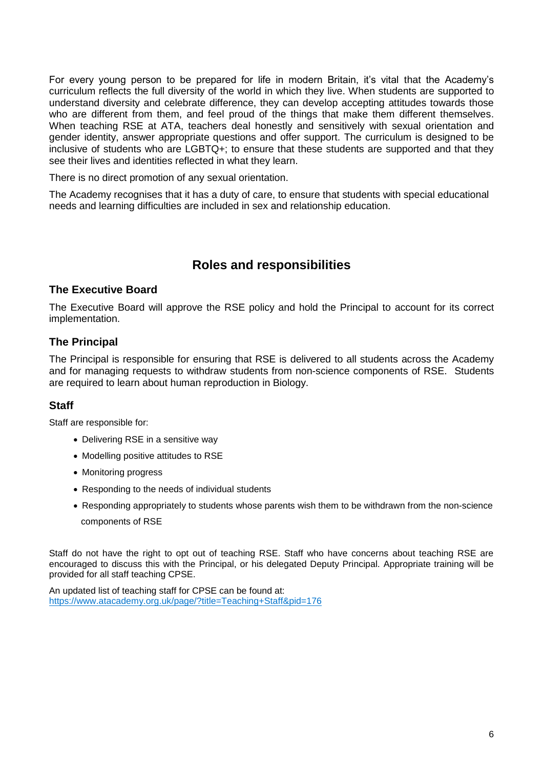For every young person to be prepared for life in modern Britain, it's vital that the Academy's curriculum reflects the full diversity of the world in which they live. When students are supported to understand diversity and celebrate difference, they can develop accepting attitudes towards those who are different from them, and feel proud of the things that make them different themselves. When teaching RSE at ATA, teachers deal honestly and sensitively with sexual orientation and gender identity, answer appropriate questions and offer support. The curriculum is designed to be inclusive of students who are LGBTQ+; to ensure that these students are supported and that they see their lives and identities reflected in what they learn.

There is no direct promotion of any sexual orientation.

The Academy recognises that it has a duty of care, to ensure that students with special educational needs and learning difficulties are included in sex and relationship education.

## Roles and responsibilities

### The Executive Board

The Executive Board will approve the RSE policy and hold the Principal to account for its correct implementation.

### The Principal

The Principal is responsible for ensuring that RSE is delivered to all students across the Academy and for managing requests to withdraw students from non-science components of RSE. Students are required to learn about human reproduction in Biology.

### Staff

Staff are responsible for:

- Delivering RSE in a sensitive way
- Modelling positive attitudes to RSE
- Monitoring progress
- Responding to the needs of individual students
- Responding appropriately to students whose parents wish them to be withdrawn from the non-science components of RSE

Staff do not have the right to opt out of teaching RSE. Staff who have concerns about teaching RSE are encouraged to discuss this with the Principal, or his delegated Deputy Principal. Appropriate training will be provided for all staff teaching CPSE.

An updated list of teaching staff for CPSE can be found at:
https://www.atacademy.org.uk/page/?title=Teaching+Staff&pid=176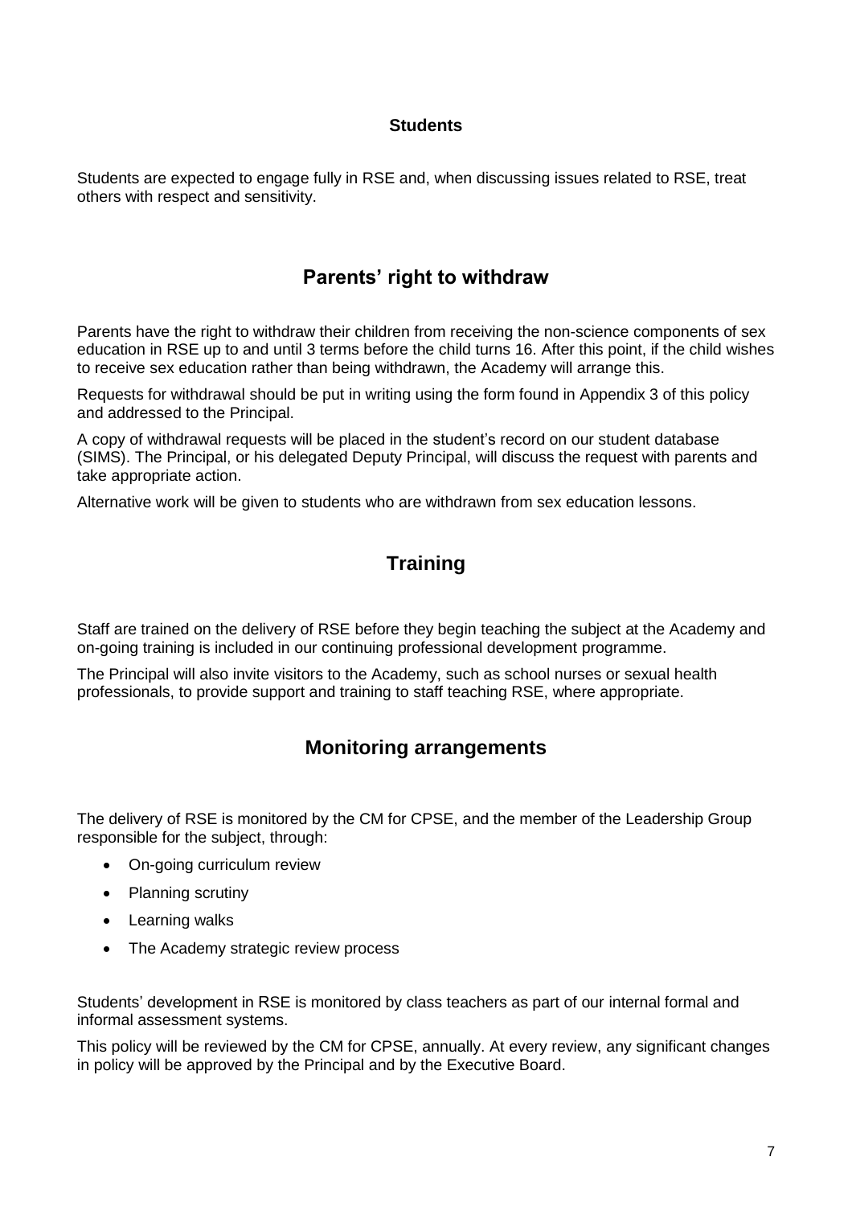**Students**

Students are expected to engage fully in RSE and, when discussing issues related to RSE, treat others with respect and sensitivity.

## Parents' right to withdraw

Parents have the right to withdraw their children from receiving the non-science components of sex education in RSE up to and until 3 terms before the child turns 16. After this point, if the child wishes to receive sex education rather than being withdrawn, the Academy will arrange this.

Requests for withdrawal should be put in writing using the form found in Appendix 3 of this policy and addressed to the Principal.

A copy of withdrawal requests will be placed in the student's record on our student database (SIMS). The Principal, or his delegated Deputy Principal, will discuss the request with parents and take appropriate action.

Alternative work will be given to students who are withdrawn from sex education lessons.

## Training

Staff are trained on the delivery of RSE before they begin teaching the subject at the Academy and on-going training is included in our continuing professional development programme.

The Principal will also invite visitors to the Academy, such as school nurses or sexual health professionals, to provide support and training to staff teaching RSE, where appropriate.

## Monitoring arrangements

The delivery of RSE is monitored by the CM for CPSE, and the member of the Leadership Group responsible for the subject, through:

- On-going curriculum review
- Planning scrutiny
- Learning walks
- The Academy strategic review process

Students' development in RSE is monitored by class teachers as part of our internal formal and informal assessment systems.

This policy will be reviewed by the CM for CPSE, annually. At every review, any significant changes in policy will be approved by the Principal and by the Executive Board.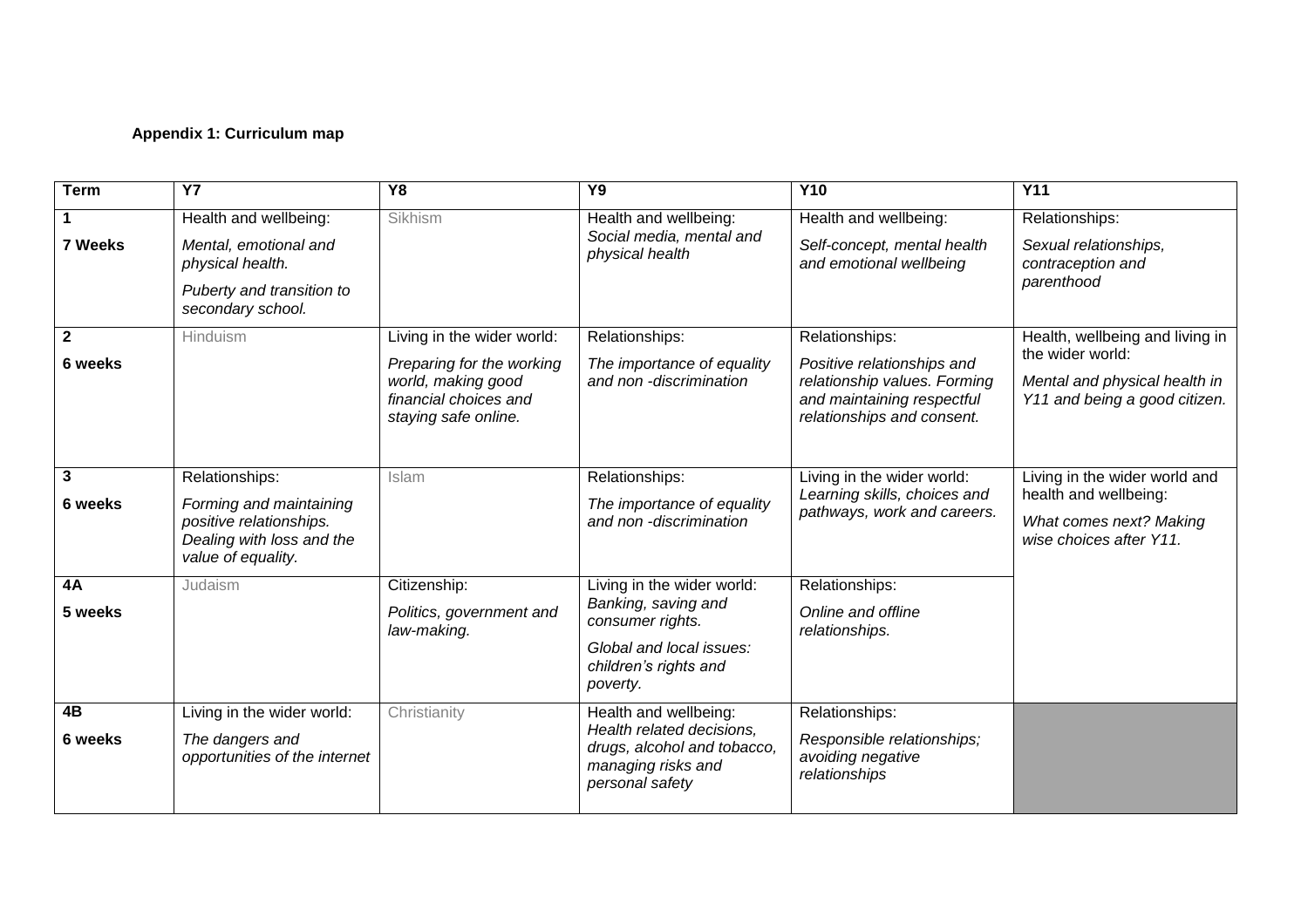**Appendix 1: Curriculum map**

| Term | Y7 | Y8 | Y9 | Y10 | Y11 |
|---|---|---|---|---|---|
| **1**<br>**7 Weeks** | Health and wellbeing:<br>*Mental, emotional and physical health.*<br>*Puberty and transition to secondary school.* | Sikhism | Health and wellbeing:<br>*Social media, mental and physical health* | Health and wellbeing:<br>*Self-concept, mental health and emotional wellbeing* | Relationships:<br>*Sexual relationships, contraception and parenthood* |
| **2**<br>**6 weeks** | Hinduism | Living in the wider world:<br>*Preparing for the working world, making good financial choices and staying safe online.* | Relationships:<br>*The importance of equality and non -discrimination* | Relationships:<br>*Positive relationships and relationship values. Forming and maintaining respectful relationships and consent.* | Health, wellbeing and living in the wider world:<br>*Mental and physical health in Y11 and being a good citizen.* |
| **3**<br>**6 weeks** | Relationships:<br>*Forming and maintaining positive relationships. Dealing with loss and the value of equality.* | Islam | Relationships:<br>*The importance of equality and non -discrimination* | Living in the wider world:<br>*Learning skills, choices and pathways, work and careers.* | Living in the wider world and health and wellbeing:<br>*What comes next? Making wise choices after Y11.* |
| **4A**<br>**5 weeks** | Judaism | Citizenship:<br>*Politics, government and law-making.* | Living in the wider world:<br>*Banking, saving and consumer rights.*<br>*Global and local issues: children's rights and poverty.* | Relationships:<br>*Online and offline relationships.* | |
| **4B**<br>**6 weeks** | Living in the wider world:<br>*The dangers and opportunities of the internet* | Christianity | Health and wellbeing:<br>*Health related decisions, drugs, alcohol and tobacco, managing risks and personal safety* | Relationships:<br>*Responsible relationships; avoiding negative relationships* | |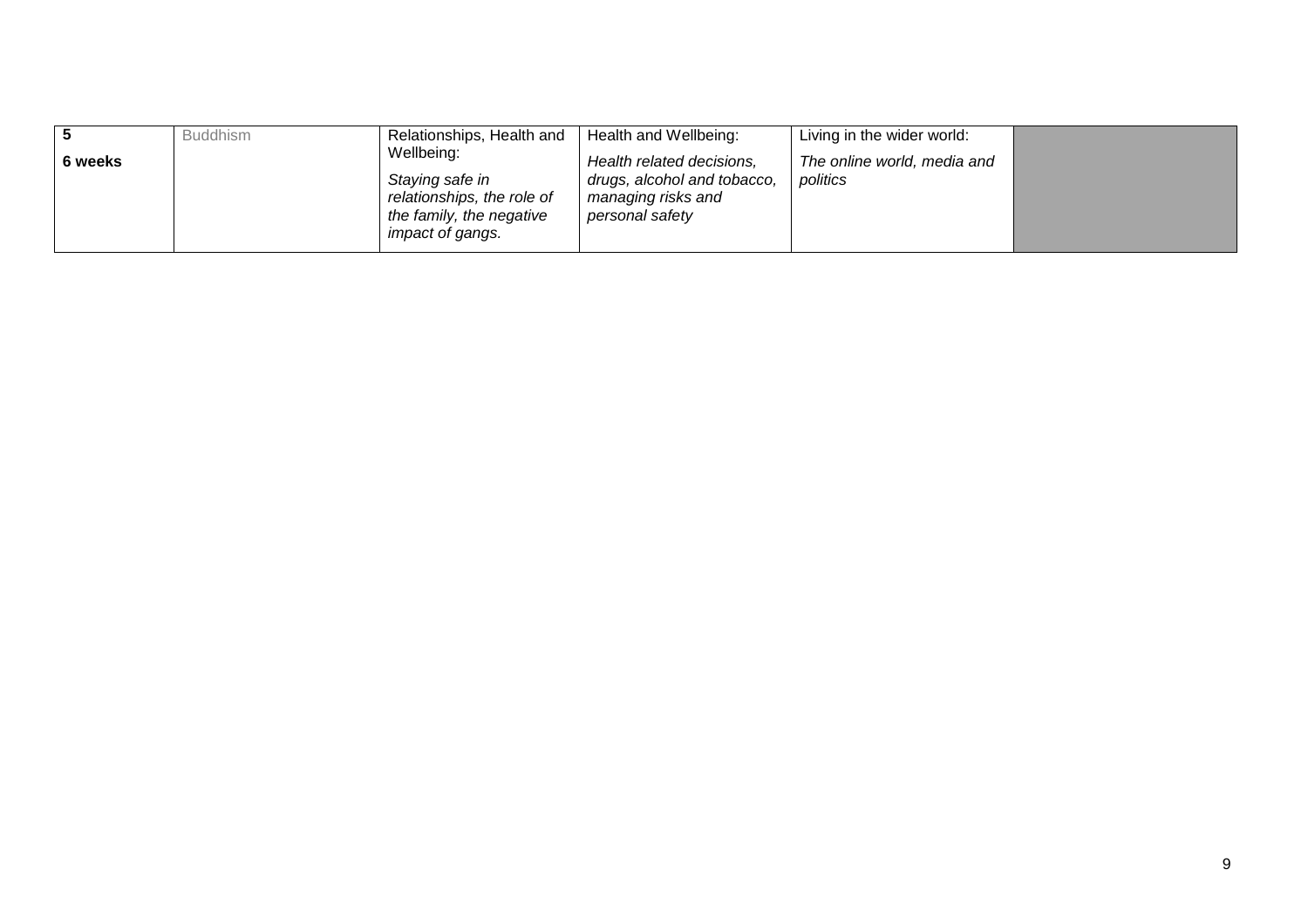| **5**<br>**6 weeks** | Buddhism | Relationships, Health and Wellbeing:<br>*Staying safe in relationships, the role of the family, the negative impact of gangs.* | Health and Wellbeing:<br>*Health related decisions, drugs, alcohol and tobacco, managing risks and personal safety* | Living in the wider world:<br>*The online world, media and politics* | |
|---|---|---|---|---|---|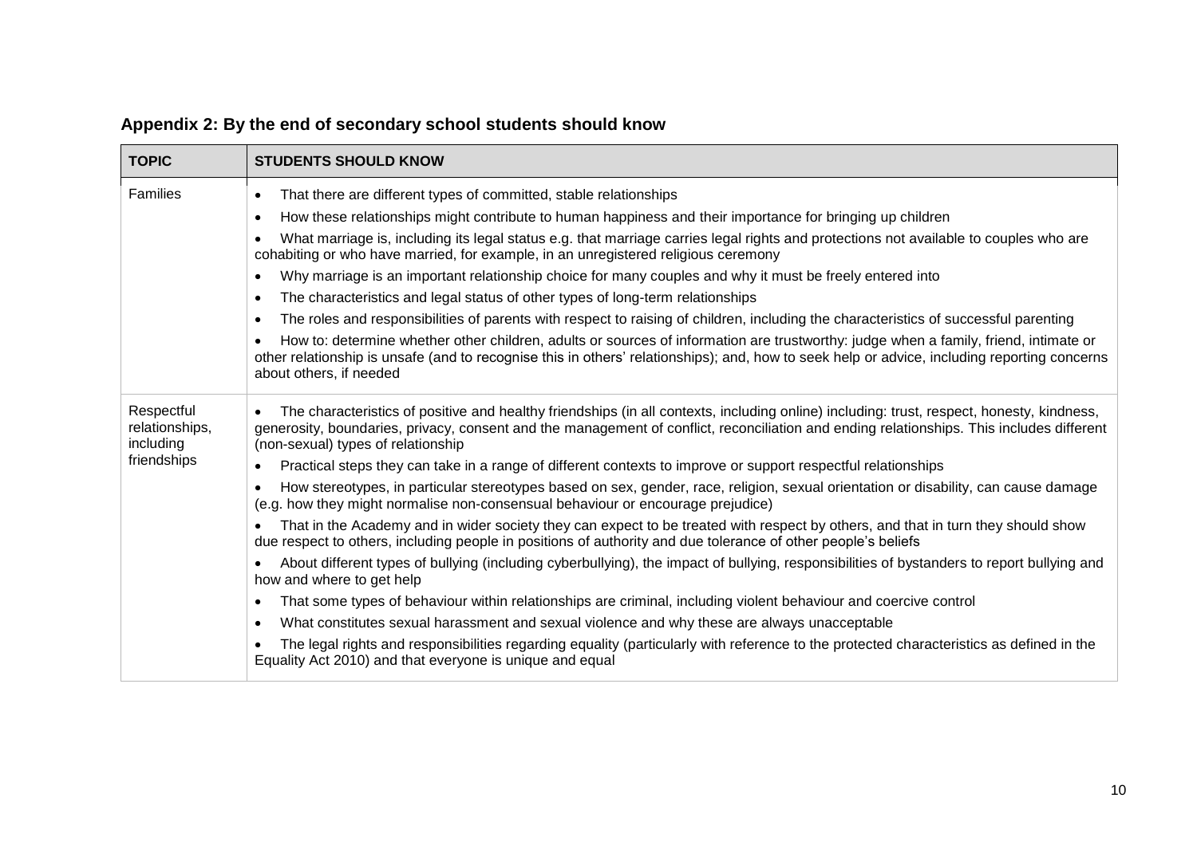## Appendix 2: By the end of secondary school students should know

| TOPIC | STUDENTS SHOULD KNOW |
|---|---|
| Families | • That there are different types of committed, stable relationships<br>• How these relationships might contribute to human happiness and their importance for bringing up children<br>• What marriage is, including its legal status e.g. that marriage carries legal rights and protections not available to couples who are cohabiting or who have married, for example, in an unregistered religious ceremony<br>• Why marriage is an important relationship choice for many couples and why it must be freely entered into<br>• The characteristics and legal status of other types of long-term relationships<br>• The roles and responsibilities of parents with respect to raising of children, including the characteristics of successful parenting<br>• How to: determine whether other children, adults or sources of information are trustworthy: judge when a family, friend, intimate or other relationship is unsafe (and to recognise this in others' relationships); and, how to seek help or advice, including reporting concerns about others, if needed |
| Respectful relationships, including friendships | • The characteristics of positive and healthy friendships (in all contexts, including online) including: trust, respect, honesty, kindness, generosity, boundaries, privacy, consent and the management of conflict, reconciliation and ending relationships. This includes different (non-sexual) types of relationship<br>• Practical steps they can take in a range of different contexts to improve or support respectful relationships<br>• How stereotypes, in particular stereotypes based on sex, gender, race, religion, sexual orientation or disability, can cause damage (e.g. how they might normalise non-consensual behaviour or encourage prejudice)<br>• That in the Academy and in wider society they can expect to be treated with respect by others, and that in turn they should show due respect to others, including people in positions of authority and due tolerance of other people's beliefs<br>• About different types of bullying (including cyberbullying), the impact of bullying, responsibilities of bystanders to report bullying and how and where to get help<br>• That some types of behaviour within relationships are criminal, including violent behaviour and coercive control<br>• What constitutes sexual harassment and sexual violence and why these are always unacceptable<br>• The legal rights and responsibilities regarding equality (particularly with reference to the protected characteristics as defined in the Equality Act 2010) and that everyone is unique and equal |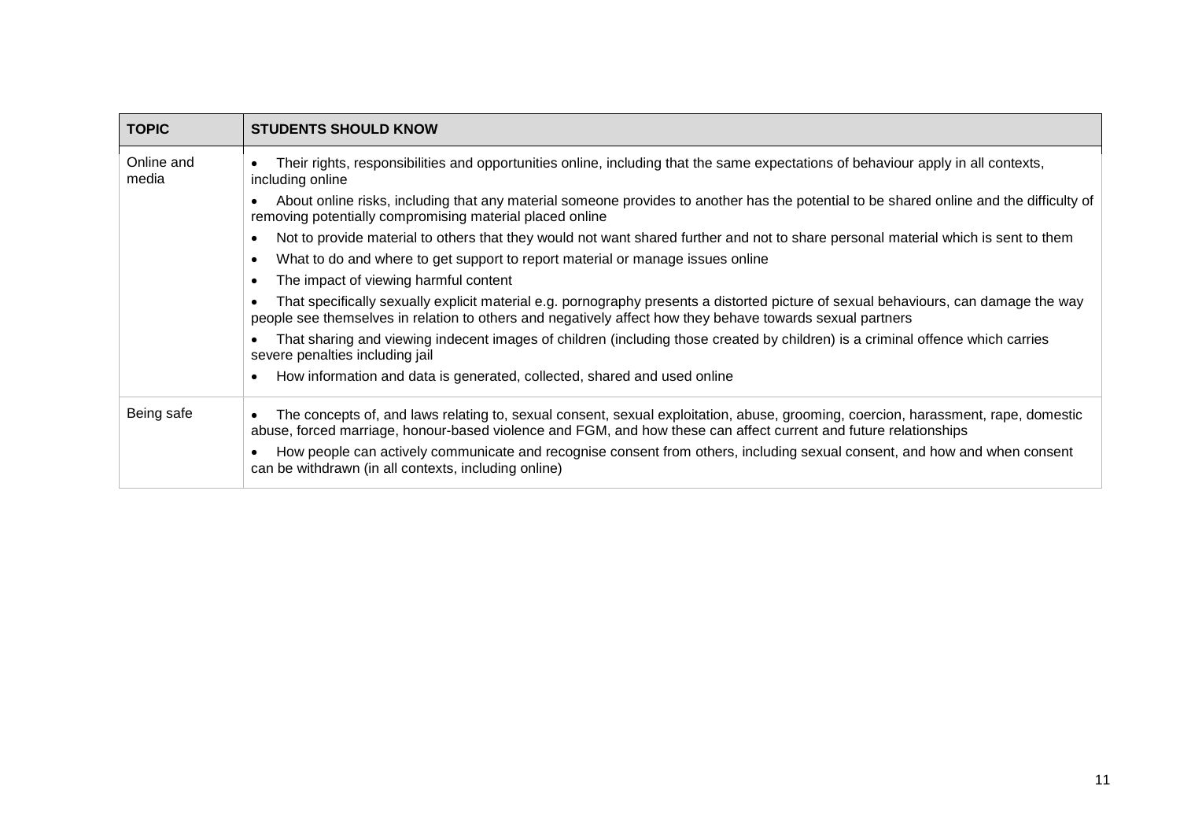| TOPIC | STUDENTS SHOULD KNOW |
| --- | --- |
| Online and media | • Their rights, responsibilities and opportunities online, including that the same expectations of behaviour apply in all contexts, including online<br>• About online risks, including that any material someone provides to another has the potential to be shared online and the difficulty of removing potentially compromising material placed online<br>• Not to provide material to others that they would not want shared further and not to share personal material which is sent to them<br>• What to do and where to get support to report material or manage issues online<br>• The impact of viewing harmful content<br>• That specifically sexually explicit material e.g. pornography presents a distorted picture of sexual behaviours, can damage the way people see themselves in relation to others and negatively affect how they behave towards sexual partners<br>• That sharing and viewing indecent images of children (including those created by children) is a criminal offence which carries severe penalties including jail<br>• How information and data is generated, collected, shared and used online |
| Being safe | • The concepts of, and laws relating to, sexual consent, sexual exploitation, abuse, grooming, coercion, harassment, rape, domestic abuse, forced marriage, honour-based violence and FGM, and how these can affect current and future relationships<br>• How people can actively communicate and recognise consent from others, including sexual consent, and how and when consent can be withdrawn (in all contexts, including online) |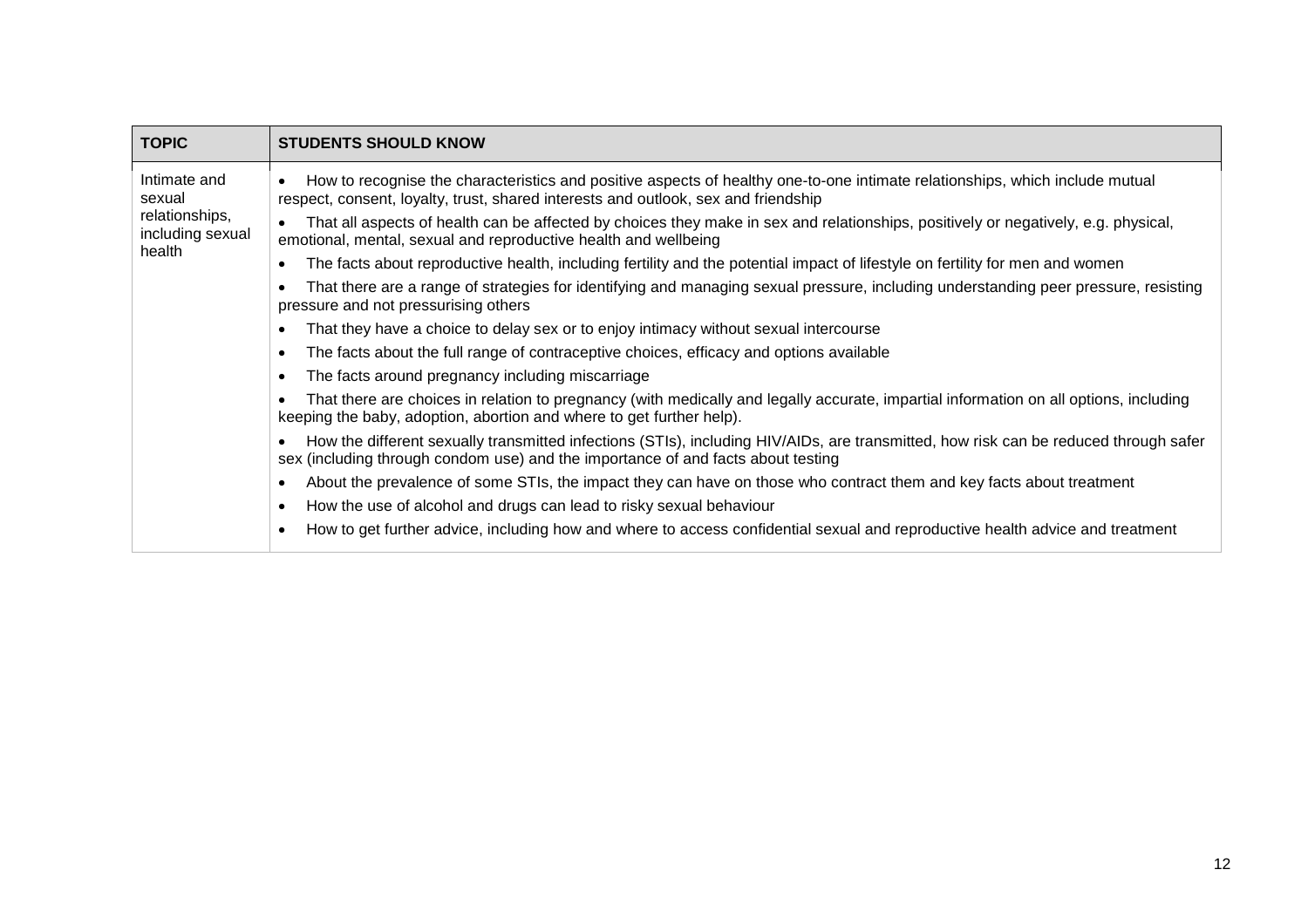| TOPIC | STUDENTS SHOULD KNOW |
|---|---|
| Intimate and sexual relationships, including sexual health | • How to recognise the characteristics and positive aspects of healthy one-to-one intimate relationships, which include mutual respect, consent, loyalty, trust, shared interests and outlook, sex and friendship<br>• That all aspects of health can be affected by choices they make in sex and relationships, positively or negatively, e.g. physical, emotional, mental, sexual and reproductive health and wellbeing<br>• The facts about reproductive health, including fertility and the potential impact of lifestyle on fertility for men and women<br>• That there are a range of strategies for identifying and managing sexual pressure, including understanding peer pressure, resisting pressure and not pressurising others<br>• That they have a choice to delay sex or to enjoy intimacy without sexual intercourse<br>• The facts about the full range of contraceptive choices, efficacy and options available<br>• The facts around pregnancy including miscarriage<br>• That there are choices in relation to pregnancy (with medically and legally accurate, impartial information on all options, including keeping the baby, adoption, abortion and where to get further help).<br>• How the different sexually transmitted infections (STIs), including HIV/AIDs, are transmitted, how risk can be reduced through safer sex (including through condom use) and the importance of and facts about testing<br>• About the prevalence of some STIs, the impact they can have on those who contract them and key facts about treatment<br>• How the use of alcohol and drugs can lead to risky sexual behaviour<br>• How to get further advice, including how and where to access confidential sexual and reproductive health advice and treatment |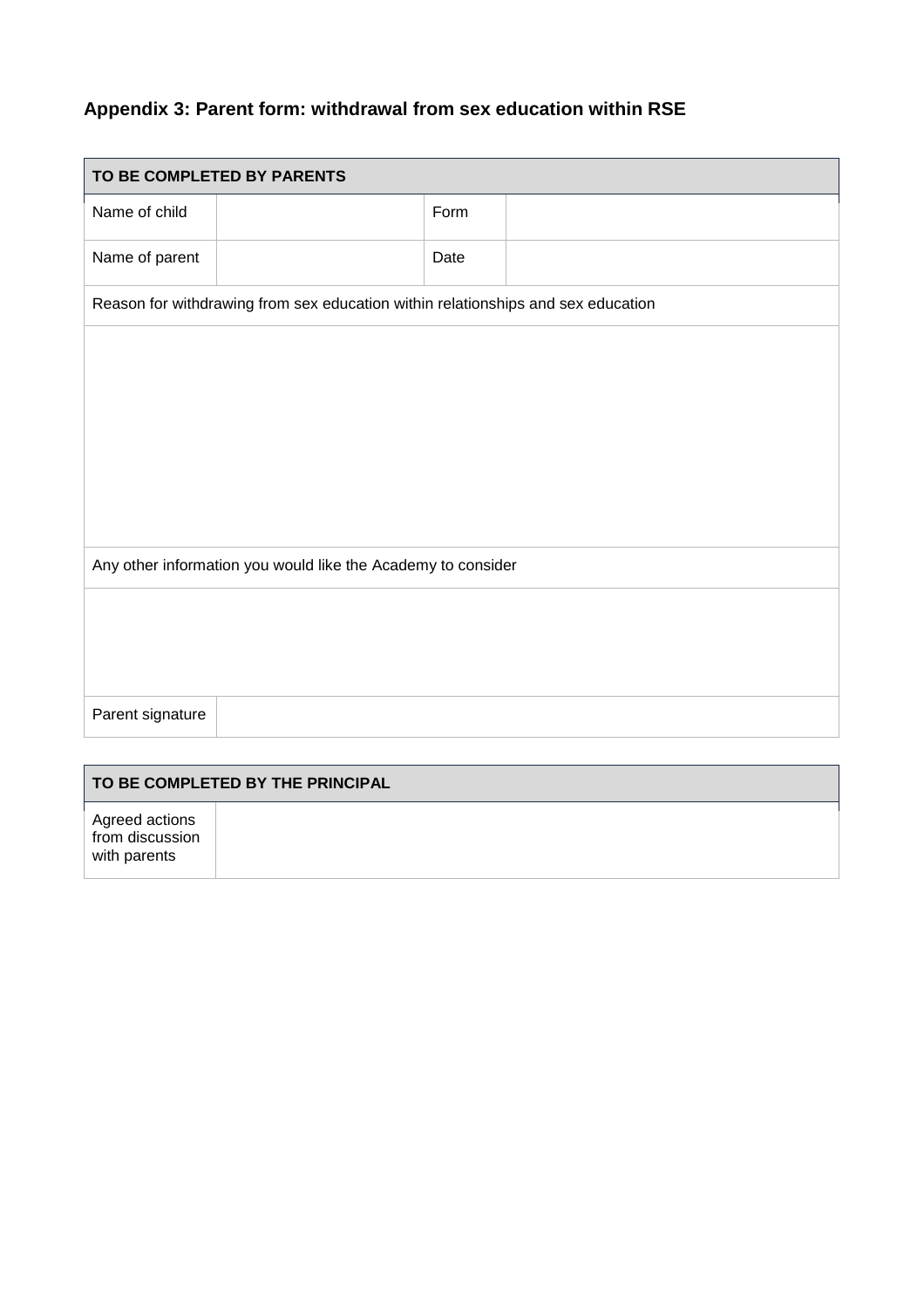## Appendix 3: Parent form: withdrawal from sex education within RSE

| TO BE COMPLETED BY PARENTS | | | |
|---|---|---|---|
| Name of child | | Form | |
| Name of parent | | Date | |
| Reason for withdrawing from sex education within relationships and sex education | | | |
| | | | |
| Any other information you would like the Academy to consider | | | |
| | | | |
| Parent signature | | | |

| TO BE COMPLETED BY THE PRINCIPAL | |
|---|---|
| Agreed actions from discussion with parents | |